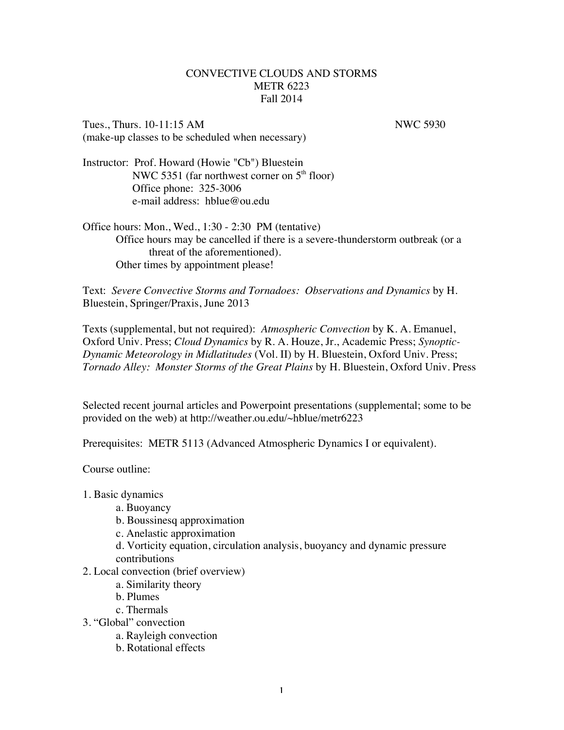# CONVECTIVE CLOUDS AND STORMS
## METR 6223
### Fall 2014

Tues., Thurs. 10-11:15 AM NWC 5930
(make-up classes to be scheduled when necessary)

Instructor: Prof. Howard (Howie "Cb") Bluestein
NWC 5351 (far northwest corner on 5th floor)
Office phone: 325-3006
e-mail address: hblue@ou.edu

Office hours: Mon., Wed., 1:30 - 2:30 PM (tentative)
Office hours may be cancelled if there is a severe-thunderstorm outbreak (or a threat of the aforementioned).
Other times by appointment please!

Text: *Severe Convective Storms and Tornadoes: Observations and Dynamics* by H. Bluestein, Springer/Praxis, June 2013

Texts (supplemental, but not required): *Atmospheric Convection* by K. A. Emanuel, Oxford Univ. Press; *Cloud Dynamics* by R. A. Houze, Jr., Academic Press; *Synoptic-Dynamic Meteorology in Midlatitudes* (Vol. II) by H. Bluestein, Oxford Univ. Press; *Tornado Alley: Monster Storms of the Great Plains* by H. Bluestein, Oxford Univ. Press

Selected recent journal articles and Powerpoint presentations (supplemental; some to be provided on the web) at http://weather.ou.edu/~hblue/metr6223

Prerequisites: METR 5113 (Advanced Atmospheric Dynamics I or equivalent).

Course outline:

1. Basic dynamics
   - a. Buoyancy
   - b. Boussinesq approximation
   - c. Anelastic approximation
   - d. Vorticity equation, circulation analysis, buoyancy and dynamic pressure contributions
2. Local convection (brief overview)
   - a. Similarity theory
   - b. Plumes
   - c. Thermals
3. "Global" convection
   - a. Rayleigh convection
   - b. Rotational effects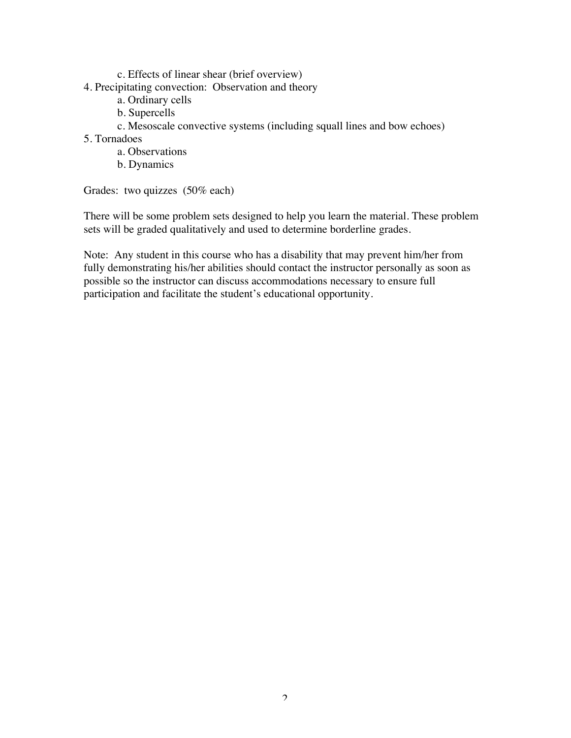c. Effects of linear shear (brief overview)

4. Precipitating convection: Observation and theory
    a. Ordinary cells
    b. Supercells
    c. Mesoscale convective systems (including squall lines and bow echoes)
5. Tornadoes
    a. Observations
    b. Dynamics

Grades: two quizzes (50% each)

There will be some problem sets designed to help you learn the material. These problem sets will be graded qualitatively and used to determine borderline grades.

Note: Any student in this course who has a disability that may prevent him/her from fully demonstrating his/her abilities should contact the instructor personally as soon as possible so the instructor can discuss accommodations necessary to ensure full participation and facilitate the student's educational opportunity.